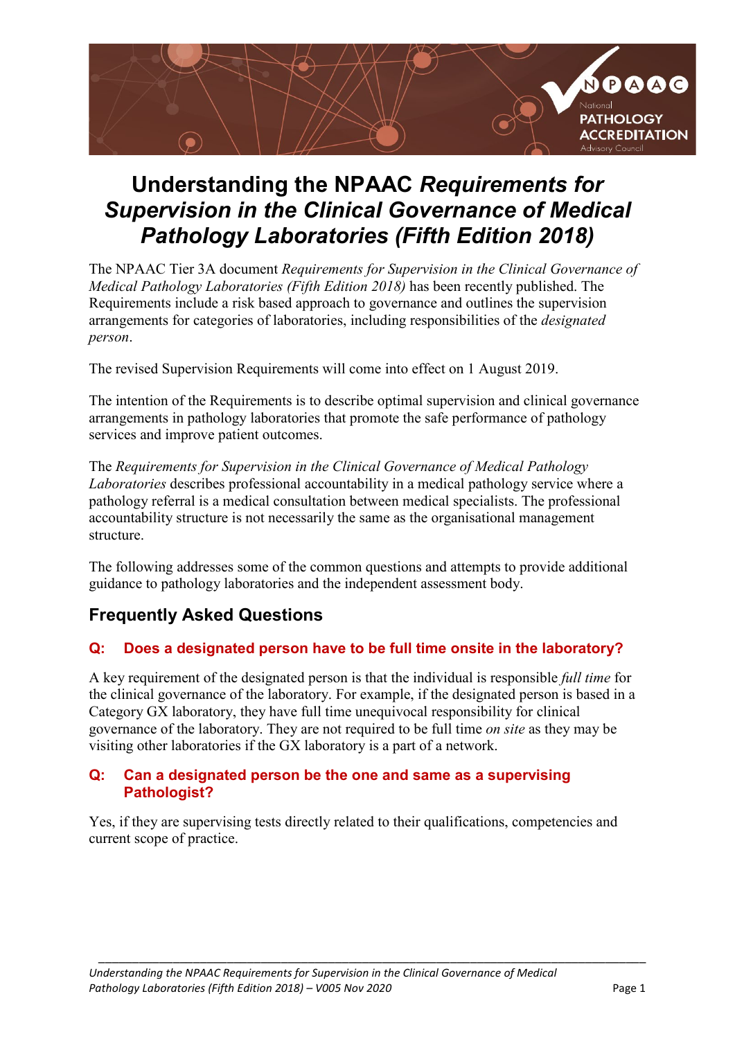# Understanding the NPAAC *Requirements for Supervision in the Clinical Governance of Medical Pathology Laboratories (Fifth Edition 2018)*

The NPAAC Tier 3A document *Requirements for Supervision in the Clinical Governance of Medical Pathology Laboratories (Fifth Edition 2018)* has been recently published. The Requirements include a risk based approach to governance and outlines the supervision arrangements for categories of laboratories, including responsibilities of the *designated person*.

The revised Supervision Requirements will come into effect on 1 August 2019.

The intention of the Requirements is to describe optimal supervision and clinical governance arrangements in pathology laboratories that promote the safe performance of pathology services and improve patient outcomes.

The *Requirements for Supervision in the Clinical Governance of Medical Pathology Laboratories* describes professional accountability in a medical pathology service where a pathology referral is a medical consultation between medical specialists. The professional accountability structure is not necessarily the same as the organisational management structure.

The following addresses some of the common questions and attempts to provide additional guidance to pathology laboratories and the independent assessment body.

## Frequently Asked Questions

### Q: Does a designated person have to be full time onsite in the laboratory?

A key requirement of the designated person is that the individual is responsible *full time* for the clinical governance of the laboratory. For example, if the designated person is based in a Category GX laboratory, they have full time unequivocal responsibility for clinical governance of the laboratory. They are not required to be full time *on site* as they may be visiting other laboratories if the GX laboratory is a part of a network.

### Q: Can a designated person be the one and same as a supervising Pathologist?

Yes, if they are supervising tests directly related to their qualifications, competencies and current scope of practice.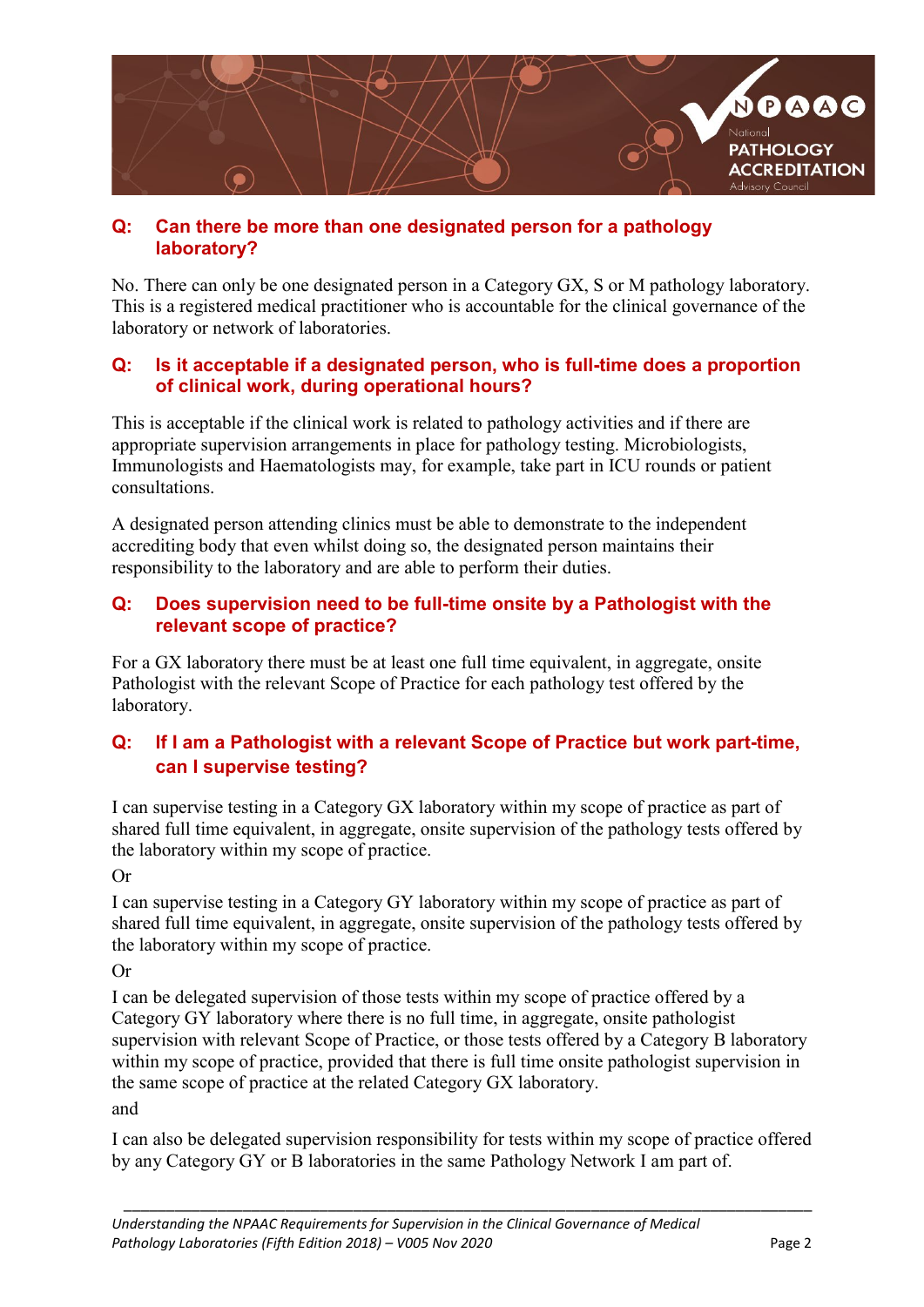### Q: Can there be more than one designated person for a pathology laboratory?

No. There can only be one designated person in a Category GX, S or M pathology laboratory. This is a registered medical practitioner who is accountable for the clinical governance of the laboratory or network of laboratories.

### Q: Is it acceptable if a designated person, who is full-time does a proportion of clinical work, during operational hours?

This is acceptable if the clinical work is related to pathology activities and if there are appropriate supervision arrangements in place for pathology testing. Microbiologists, Immunologists and Haematologists may, for example, take part in ICU rounds or patient consultations.

A designated person attending clinics must be able to demonstrate to the independent accrediting body that even whilst doing so, the designated person maintains their responsibility to the laboratory and are able to perform their duties.

### Q: Does supervision need to be full-time onsite by a Pathologist with the relevant scope of practice?

For a GX laboratory there must be at least one full time equivalent, in aggregate, onsite Pathologist with the relevant Scope of Practice for each pathology test offered by the laboratory.

### Q: If I am a Pathologist with a relevant Scope of Practice but work part-time, can I supervise testing?

I can supervise testing in a Category GX laboratory within my scope of practice as part of shared full time equivalent, in aggregate, onsite supervision of the pathology tests offered by the laboratory within my scope of practice.

Or

I can supervise testing in a Category GY laboratory within my scope of practice as part of shared full time equivalent, in aggregate, onsite supervision of the pathology tests offered by the laboratory within my scope of practice.

Or

I can be delegated supervision of those tests within my scope of practice offered by a Category GY laboratory where there is no full time, in aggregate, onsite pathologist supervision with relevant Scope of Practice, or those tests offered by a Category B laboratory within my scope of practice, provided that there is full time onsite pathologist supervision in the same scope of practice at the related Category GX laboratory.

and

I can also be delegated supervision responsibility for tests within my scope of practice offered by any Category GY or B laboratories in the same Pathology Network I am part of.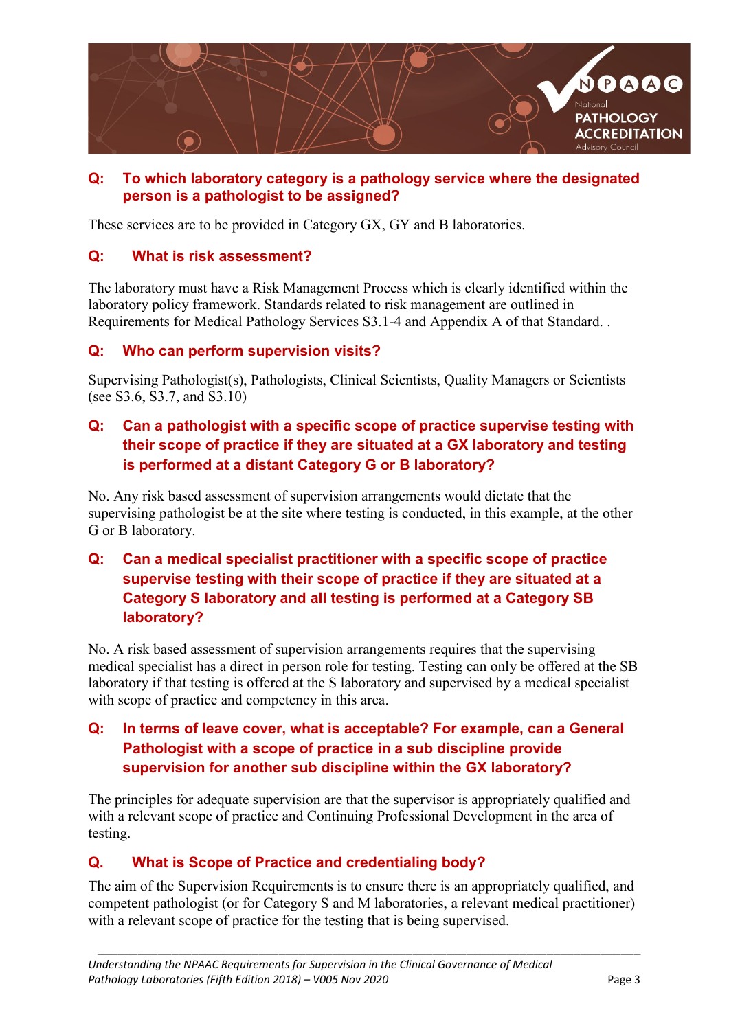### Q: To which laboratory category is a pathology service where the designated person is a pathologist to be assigned?

These services are to be provided in Category GX, GY and B laboratories.

### Q: What is risk assessment?

The laboratory must have a Risk Management Process which is clearly identified within the laboratory policy framework. Standards related to risk management are outlined in Requirements for Medical Pathology Services S3.1-4 and Appendix A of that Standard. .

### Q: Who can perform supervision visits?

Supervising Pathologist(s), Pathologists, Clinical Scientists, Quality Managers or Scientists (see S3.6, S3.7, and S3.10)

### Q: Can a pathologist with a specific scope of practice supervise testing with their scope of practice if they are situated at a GX laboratory and testing is performed at a distant Category G or B laboratory?

No. Any risk based assessment of supervision arrangements would dictate that the supervising pathologist be at the site where testing is conducted, in this example, at the other G or B laboratory.

### Q: Can a medical specialist practitioner with a specific scope of practice supervise testing with their scope of practice if they are situated at a Category S laboratory and all testing is performed at a Category SB laboratory?

No. A risk based assessment of supervision arrangements requires that the supervising medical specialist has a direct in person role for testing. Testing can only be offered at the SB laboratory if that testing is offered at the S laboratory and supervised by a medical specialist with scope of practice and competency in this area.

### Q: In terms of leave cover, what is acceptable? For example, can a General Pathologist with a scope of practice in a sub discipline provide supervision for another sub discipline within the GX laboratory?

The principles for adequate supervision are that the supervisor is appropriately qualified and with a relevant scope of practice and Continuing Professional Development in the area of testing.

### Q. What is Scope of Practice and credentialing body?

The aim of the Supervision Requirements is to ensure there is an appropriately qualified, and competent pathologist (or for Category S and M laboratories, a relevant medical practitioner) with a relevant scope of practice for the testing that is being supervised.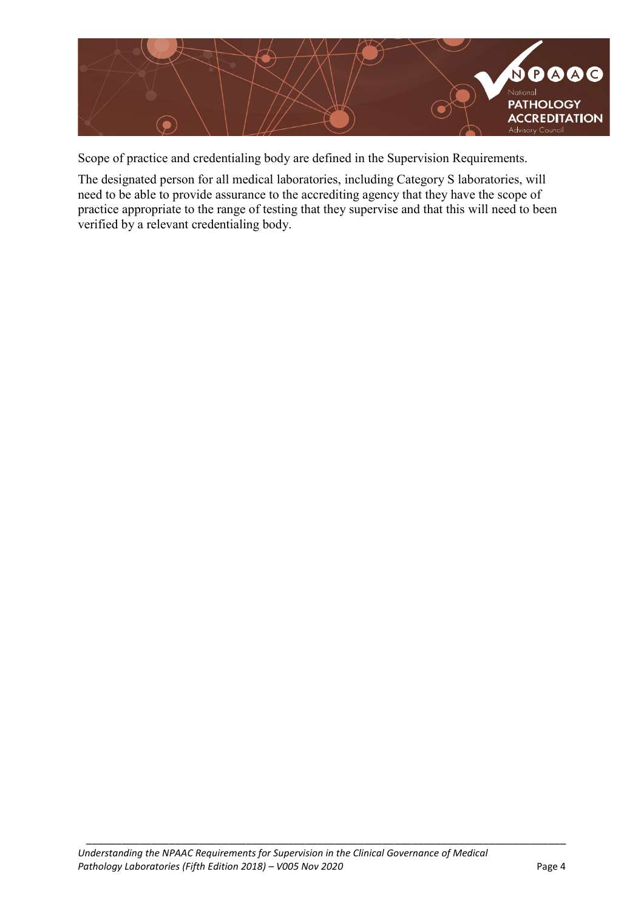Scope of practice and credentialing body are defined in the Supervision Requirements.

The designated person for all medical laboratories, including Category S laboratories, will need to be able to provide assurance to the accrediting agency that they have the scope of practice appropriate to the range of testing that they supervise and that this will need to been verified by a relevant credentialing body.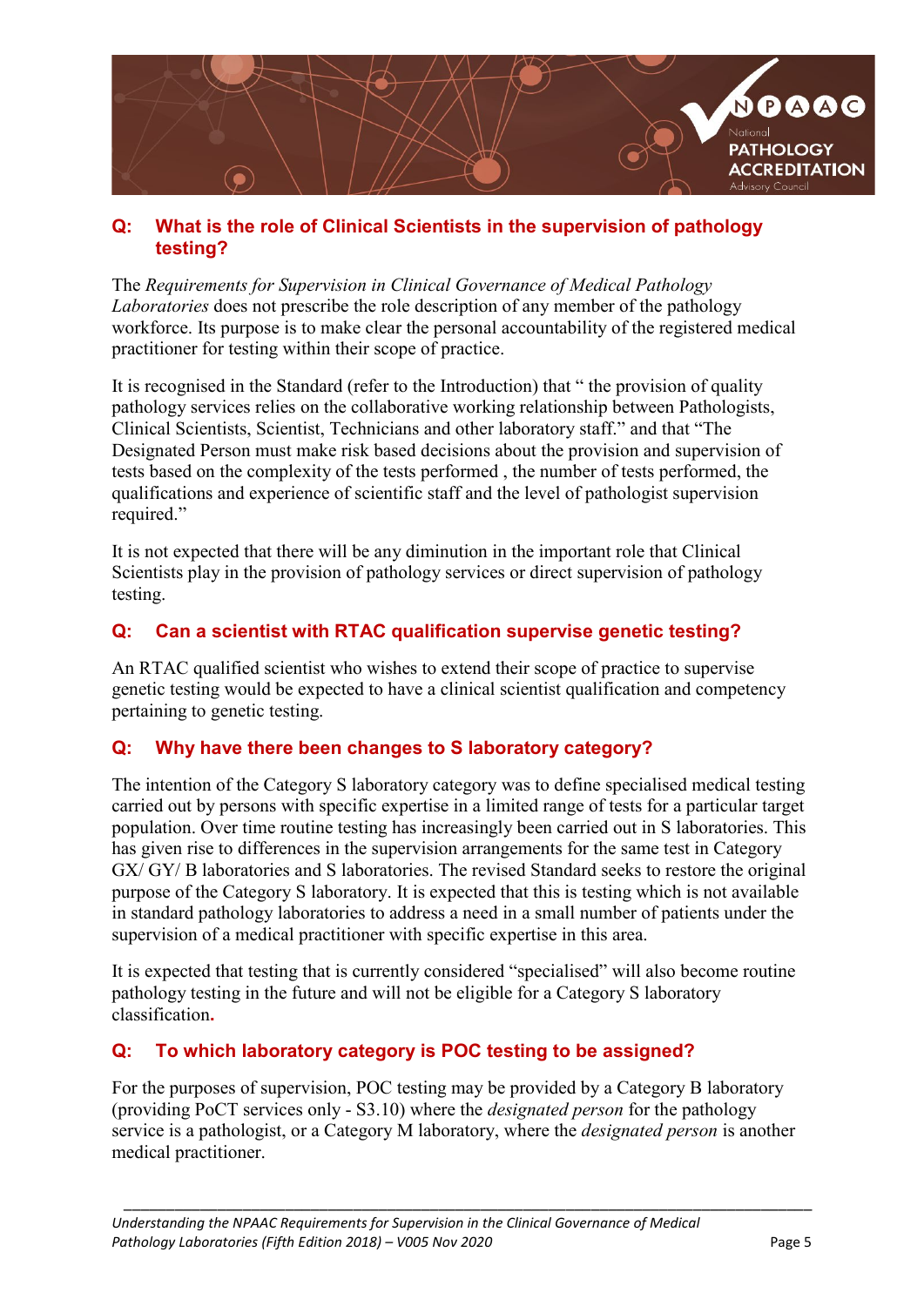## Q: What is the role of Clinical Scientists in the supervision of pathology testing?

The *Requirements for Supervision in Clinical Governance of Medical Pathology Laboratories* does not prescribe the role description of any member of the pathology workforce. Its purpose is to make clear the personal accountability of the registered medical practitioner for testing within their scope of practice.

It is recognised in the Standard (refer to the Introduction) that " the provision of quality pathology services relies on the collaborative working relationship between Pathologists, Clinical Scientists, Scientist, Technicians and other laboratory staff." and that "The Designated Person must make risk based decisions about the provision and supervision of tests based on the complexity of the tests performed , the number of tests performed, the qualifications and experience of scientific staff and the level of pathologist supervision required."

It is not expected that there will be any diminution in the important role that Clinical Scientists play in the provision of pathology services or direct supervision of pathology testing.

## Q: Can a scientist with RTAC qualification supervise genetic testing?

An RTAC qualified scientist who wishes to extend their scope of practice to supervise genetic testing would be expected to have a clinical scientist qualification and competency pertaining to genetic testing.

## Q: Why have there been changes to S laboratory category?

The intention of the Category S laboratory category was to define specialised medical testing carried out by persons with specific expertise in a limited range of tests for a particular target population. Over time routine testing has increasingly been carried out in S laboratories. This has given rise to differences in the supervision arrangements for the same test in Category GX/ GY/ B laboratories and S laboratories. The revised Standard seeks to restore the original purpose of the Category S laboratory. It is expected that this is testing which is not available in standard pathology laboratories to address a need in a small number of patients under the supervision of a medical practitioner with specific expertise in this area.

It is expected that testing that is currently considered "specialised" will also become routine pathology testing in the future and will not be eligible for a Category S laboratory classification.

## Q: To which laboratory category is POC testing to be assigned?

For the purposes of supervision, POC testing may be provided by a Category B laboratory (providing PoCT services only - S3.10) where the *designated person* for the pathology service is a pathologist, or a Category M laboratory, where the *designated person* is another medical practitioner.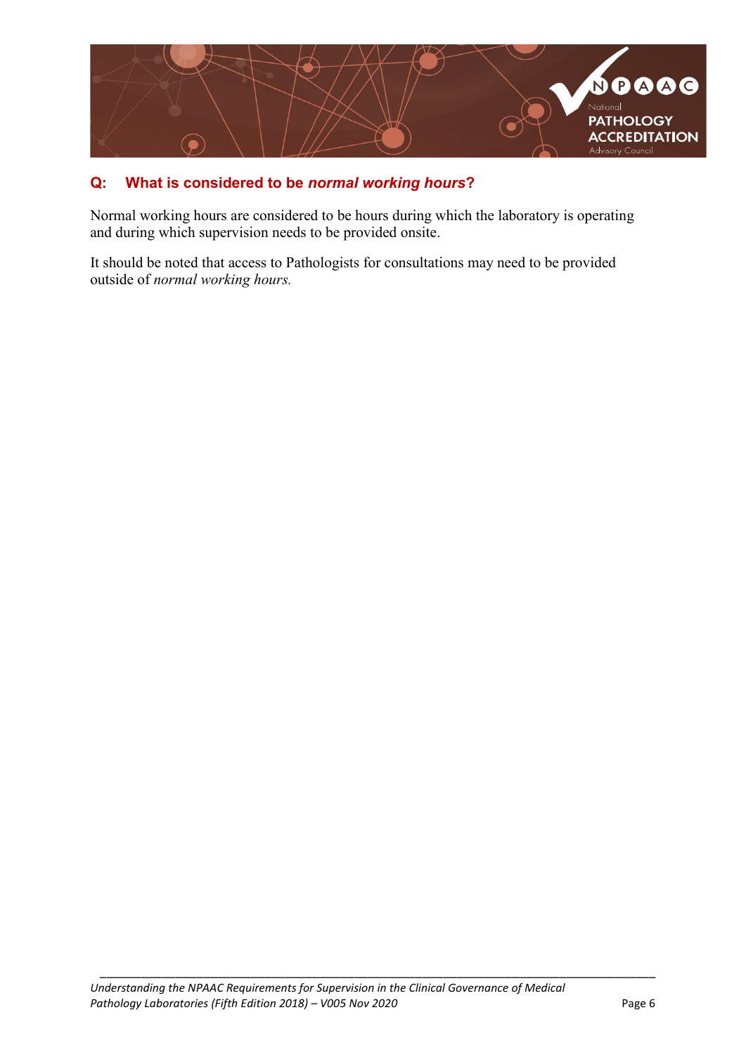### Q: What is considered to be *normal working hours*?

Normal working hours are considered to be hours during which the laboratory is operating and during which supervision needs to be provided onsite.

It should be noted that access to Pathologists for consultations may need to be provided outside of *normal working hours.*